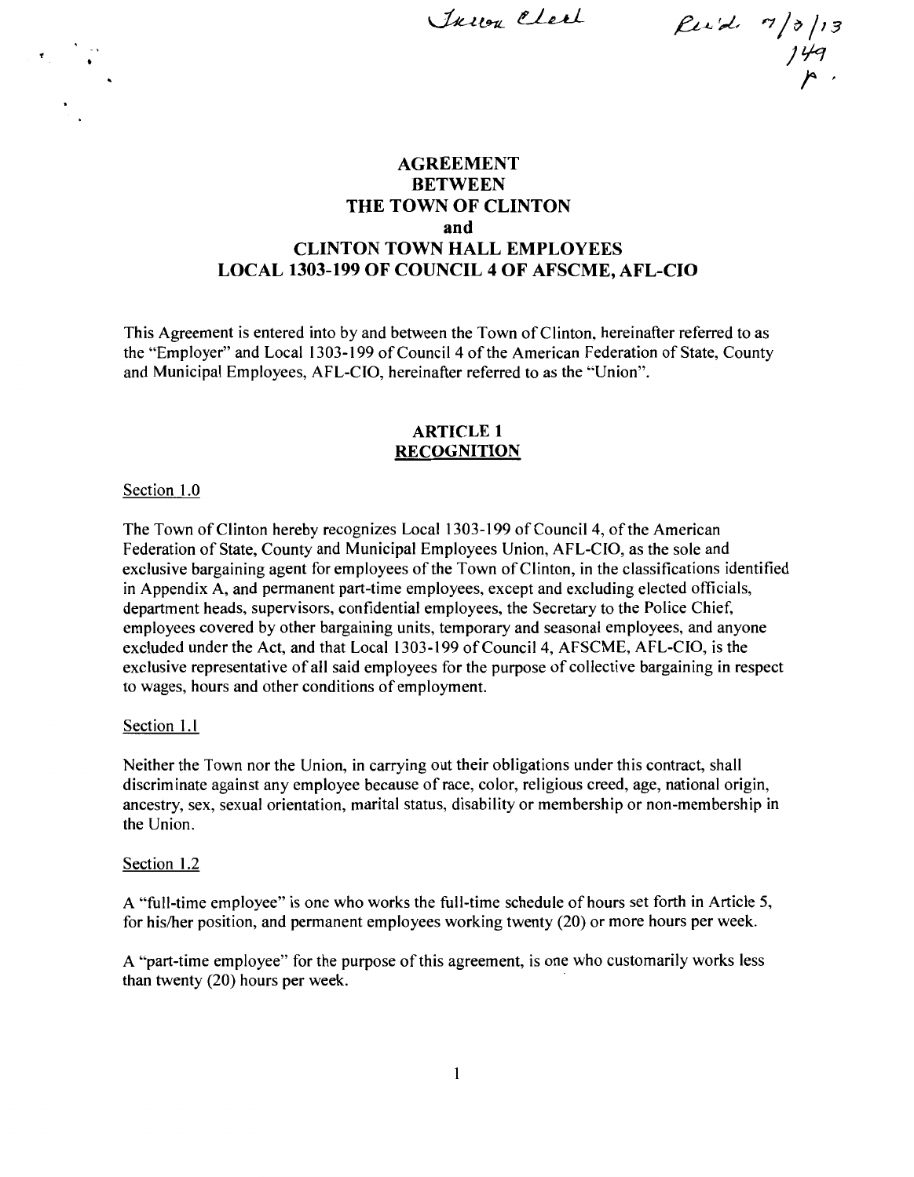Town Clerk     Rec'd. 7/3/13 149 p.

# AGREEMENT BETWEEN THE TOWN OF CLINTON and CLINTON TOWN HALL EMPLOYEES LOCAL 1303-199 OF COUNCIL 4 OF AFSCME, AFL-CIO

This Agreement is entered into by and between the Town of Clinton, hereinafter referred to as the "Employer" and Local 1303-199 of Council 4 of the American Federation of State, County and Municipal Employees, AFL-CIO, hereinafter referred to as the "Union".

## ARTICLE 1
## RECOGNITION

Section 1.0

The Town of Clinton hereby recognizes Local 1303-199 of Council 4, of the American Federation of State, County and Municipal Employees Union, AFL-CIO, as the sole and exclusive bargaining agent for employees of the Town of Clinton, in the classifications identified in Appendix A, and permanent part-time employees, except and excluding elected officials, department heads, supervisors, confidential employees, the Secretary to the Police Chief, employees covered by other bargaining units, temporary and seasonal employees, and anyone excluded under the Act, and that Local 1303-199 of Council 4, AFSCME, AFL-CIO, is the exclusive representative of all said employees for the purpose of collective bargaining in respect to wages, hours and other conditions of employment.

Section 1.1

Neither the Town nor the Union, in carrying out their obligations under this contract, shall discriminate against any employee because of race, color, religious creed, age, national origin, ancestry, sex, sexual orientation, marital status, disability or membership or non-membership in the Union.

Section 1.2

A "full-time employee" is one who works the full-time schedule of hours set forth in Article 5, for his/her position, and permanent employees working twenty (20) or more hours per week.

A "part-time employee" for the purpose of this agreement, is one who customarily works less than twenty (20) hours per week.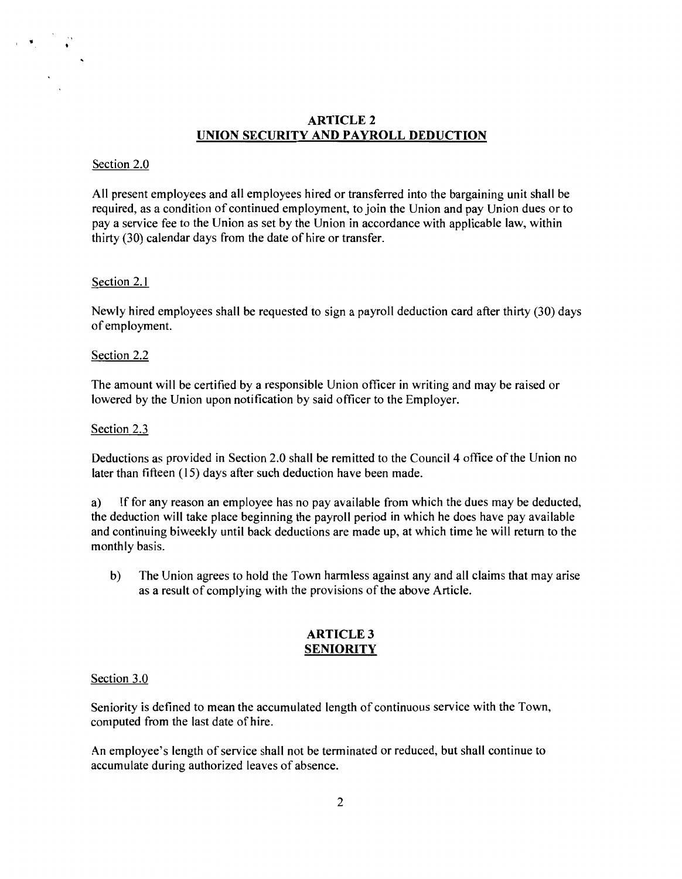## ARTICLE 2
## UNION SECURITY AND PAYROLL DEDUCTION

Section 2.0

All present employees and all employees hired or transferred into the bargaining unit shall be required, as a condition of continued employment, to join the Union and pay Union dues or to pay a service fee to the Union as set by the Union in accordance with applicable law, within thirty (30) calendar days from the date of hire or transfer.

Section 2.1

Newly hired employees shall be requested to sign a payroll deduction card after thirty (30) days of employment.

Section 2.2

The amount will be certified by a responsible Union officer in writing and may be raised or lowered by the Union upon notification by said officer to the Employer.

Section 2.3

Deductions as provided in Section 2.0 shall be remitted to the Council 4 office of the Union no later than fifteen (15) days after such deduction have been made.

a) If for any reason an employee has no pay available from which the dues may be deducted, the deduction will take place beginning the payroll period in which he does have pay available and continuing biweekly until back deductions are made up, at which time he will return to the monthly basis.

b) The Union agrees to hold the Town harmless against any and all claims that may arise as a result of complying with the provisions of the above Article.

## ARTICLE 3
## SENIORITY

Section 3.0

Seniority is defined to mean the accumulated length of continuous service with the Town, computed from the last date of hire.

An employee's length of service shall not be terminated or reduced, but shall continue to accumulate during authorized leaves of absence.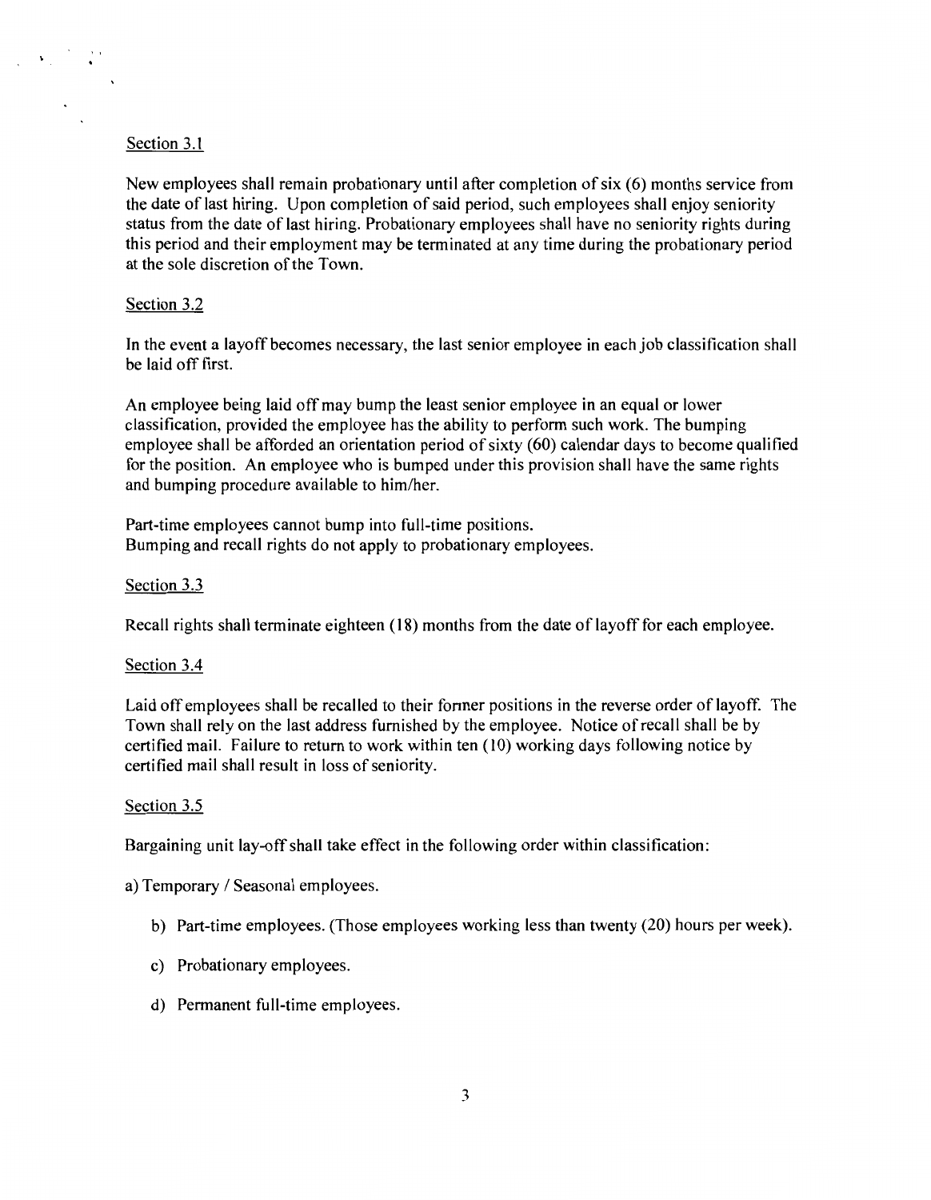Section 3.1

New employees shall remain probationary until after completion of six (6) months service from the date of last hiring. Upon completion of said period, such employees shall enjoy seniority status from the date of last hiring. Probationary employees shall have no seniority rights during this period and their employment may be terminated at any time during the probationary period at the sole discretion of the Town.

Section 3.2

In the event a layoff becomes necessary, the last senior employee in each job classification shall be laid off first.

An employee being laid off may bump the least senior employee in an equal or lower classification, provided the employee has the ability to perform such work. The bumping employee shall be afforded an orientation period of sixty (60) calendar days to become qualified for the position. An employee who is bumped under this provision shall have the same rights and bumping procedure available to him/her.

Part-time employees cannot bump into full-time positions.
Bumping and recall rights do not apply to probationary employees.

Section 3.3

Recall rights shall terminate eighteen (18) months from the date of layoff for each employee.

Section 3.4

Laid off employees shall be recalled to their former positions in the reverse order of layoff. The Town shall rely on the last address furnished by the employee. Notice of recall shall be by certified mail. Failure to return to work within ten (10) working days following notice by certified mail shall result in loss of seniority.

Section 3.5

Bargaining unit lay-off shall take effect in the following order within classification:

a) Temporary / Seasonal employees.

b) Part-time employees. (Those employees working less than twenty (20) hours per week).

c) Probationary employees.

d) Permanent full-time employees.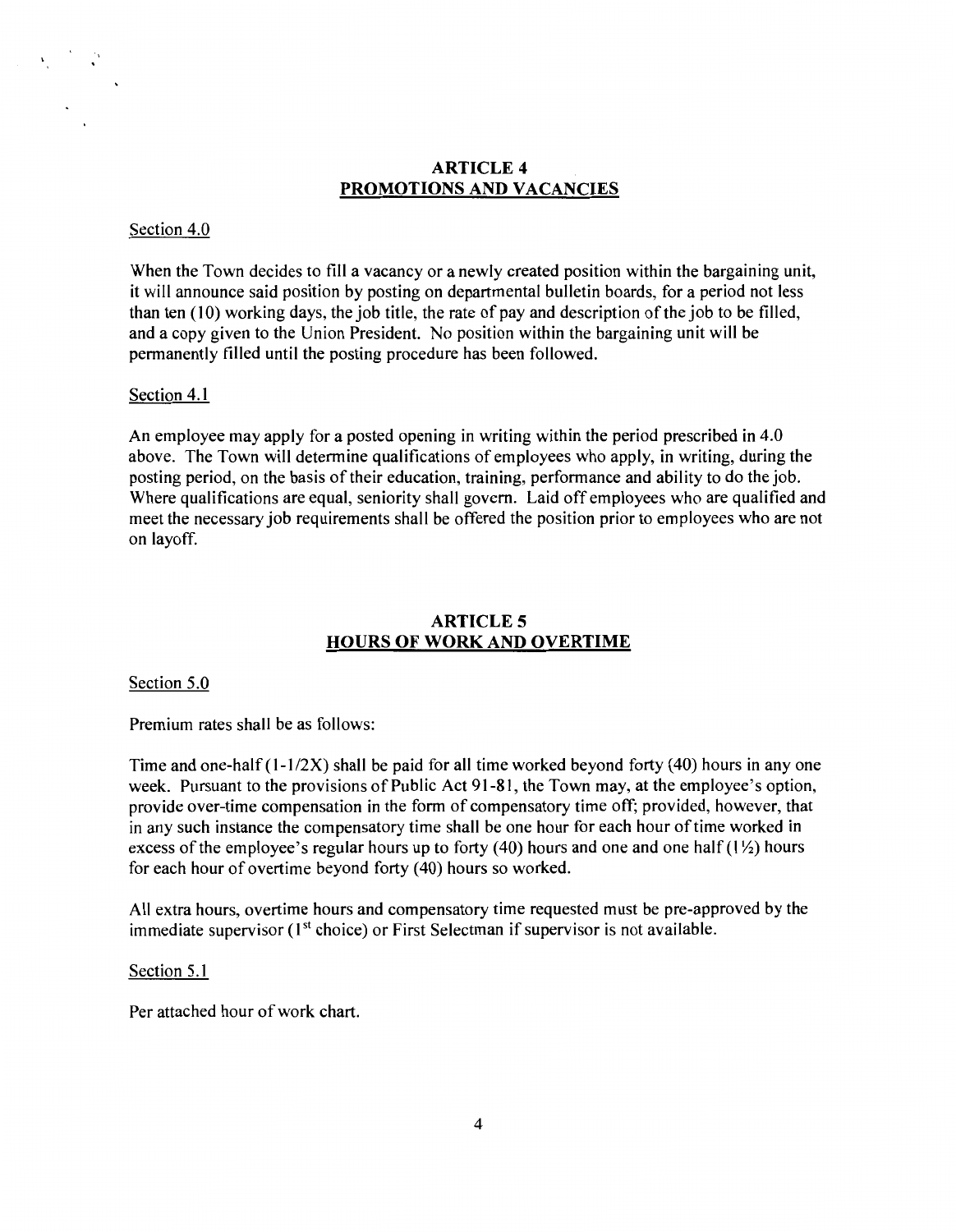## ARTICLE 4
## PROMOTIONS AND VACANCIES

Section 4.0

When the Town decides to fill a vacancy or a newly created position within the bargaining unit, it will announce said position by posting on departmental bulletin boards, for a period not less than ten (10) working days, the job title, the rate of pay and description of the job to be filled, and a copy given to the Union President. No position within the bargaining unit will be permanently filled until the posting procedure has been followed.

Section 4.1

An employee may apply for a posted opening in writing within the period prescribed in 4.0 above. The Town will determine qualifications of employees who apply, in writing, during the posting period, on the basis of their education, training, performance and ability to do the job. Where qualifications are equal, seniority shall govern. Laid off employees who are qualified and meet the necessary job requirements shall be offered the position prior to employees who are not on layoff.

## ARTICLE 5
## HOURS OF WORK AND OVERTIME

Section 5.0

Premium rates shall be as follows:

Time and one-half (1-1/2X) shall be paid for all time worked beyond forty (40) hours in any one week. Pursuant to the provisions of Public Act 91-81, the Town may, at the employee's option, provide over-time compensation in the form of compensatory time off; provided, however, that in any such instance the compensatory time shall be one hour for each hour of time worked in excess of the employee's regular hours up to forty (40) hours and one and one half (1½) hours for each hour of overtime beyond forty (40) hours so worked.

All extra hours, overtime hours and compensatory time requested must be pre-approved by the immediate supervisor (1st choice) or First Selectman if supervisor is not available.

Section 5.1

Per attached hour of work chart.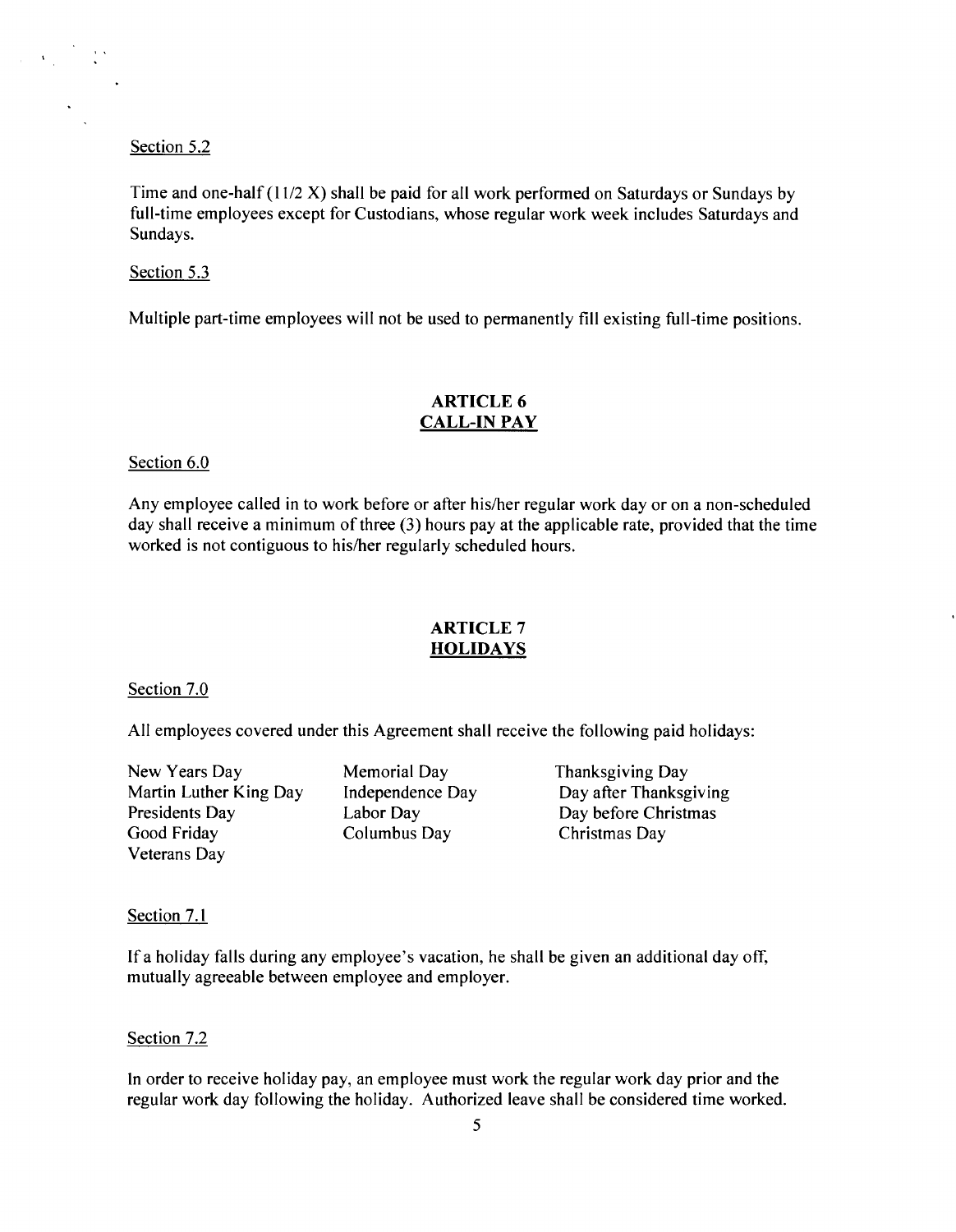Section 5.2

Time and one-half (1 1/2 X) shall be paid for all work performed on Saturdays or Sundays by full-time employees except for Custodians, whose regular work week includes Saturdays and Sundays.

Section 5.3

Multiple part-time employees will not be used to permanently fill existing full-time positions.

## ARTICLE 6
## CALL-IN PAY

Section 6.0

Any employee called in to work before or after his/her regular work day or on a non-scheduled day shall receive a minimum of three (3) hours pay at the applicable rate, provided that the time worked is not contiguous to his/her regularly scheduled hours.

## ARTICLE 7
## HOLIDAYS

Section 7.0

All employees covered under this Agreement shall receive the following paid holidays:

| | | |
|---|---|---|
| New Years Day | Memorial Day | Thanksgiving Day |
| Martin Luther King Day | Independence Day | Day after Thanksgiving |
| Presidents Day | Labor Day | Day before Christmas |
| Good Friday | Columbus Day | Christmas Day |
| Veterans Day | | |

Section 7.1

If a holiday falls during any employee's vacation, he shall be given an additional day off, mutually agreeable between employee and employer.

Section 7.2

In order to receive holiday pay, an employee must work the regular work day prior and the regular work day following the holiday. Authorized leave shall be considered time worked.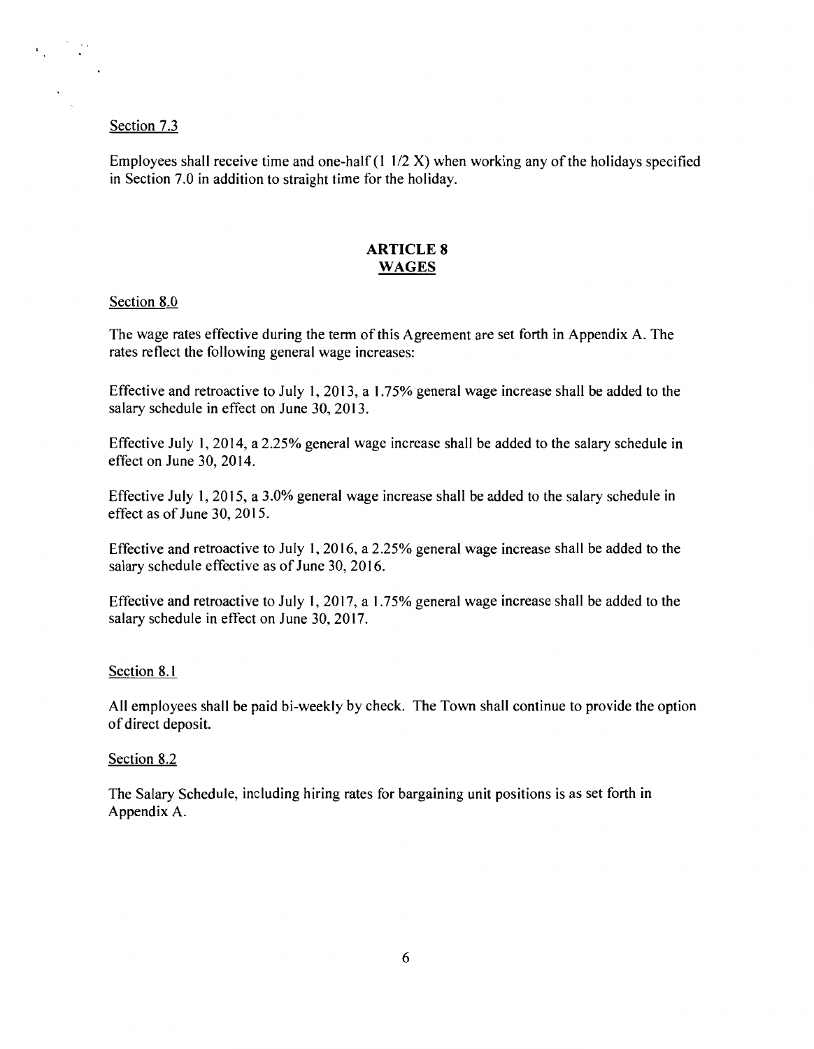Section 7.3

Employees shall receive time and one-half (1 1/2 X) when working any of the holidays specified in Section 7.0 in addition to straight time for the holiday.

## ARTICLE 8
## WAGES

Section 8.0

The wage rates effective during the term of this Agreement are set forth in Appendix A. The rates reflect the following general wage increases:

Effective and retroactive to July 1, 2013, a 1.75% general wage increase shall be added to the salary schedule in effect on June 30, 2013.

Effective July 1, 2014, a 2.25% general wage increase shall be added to the salary schedule in effect on June 30, 2014.

Effective July 1, 2015, a 3.0% general wage increase shall be added to the salary schedule in effect as of June 30, 2015.

Effective and retroactive to July 1, 2016, a 2.25% general wage increase shall be added to the salary schedule effective as of June 30, 2016.

Effective and retroactive to July 1, 2017, a 1.75% general wage increase shall be added to the salary schedule in effect on June 30, 2017.

Section 8.1

All employees shall be paid bi-weekly by check. The Town shall continue to provide the option of direct deposit.

Section 8.2

The Salary Schedule, including hiring rates for bargaining unit positions is as set forth in Appendix A.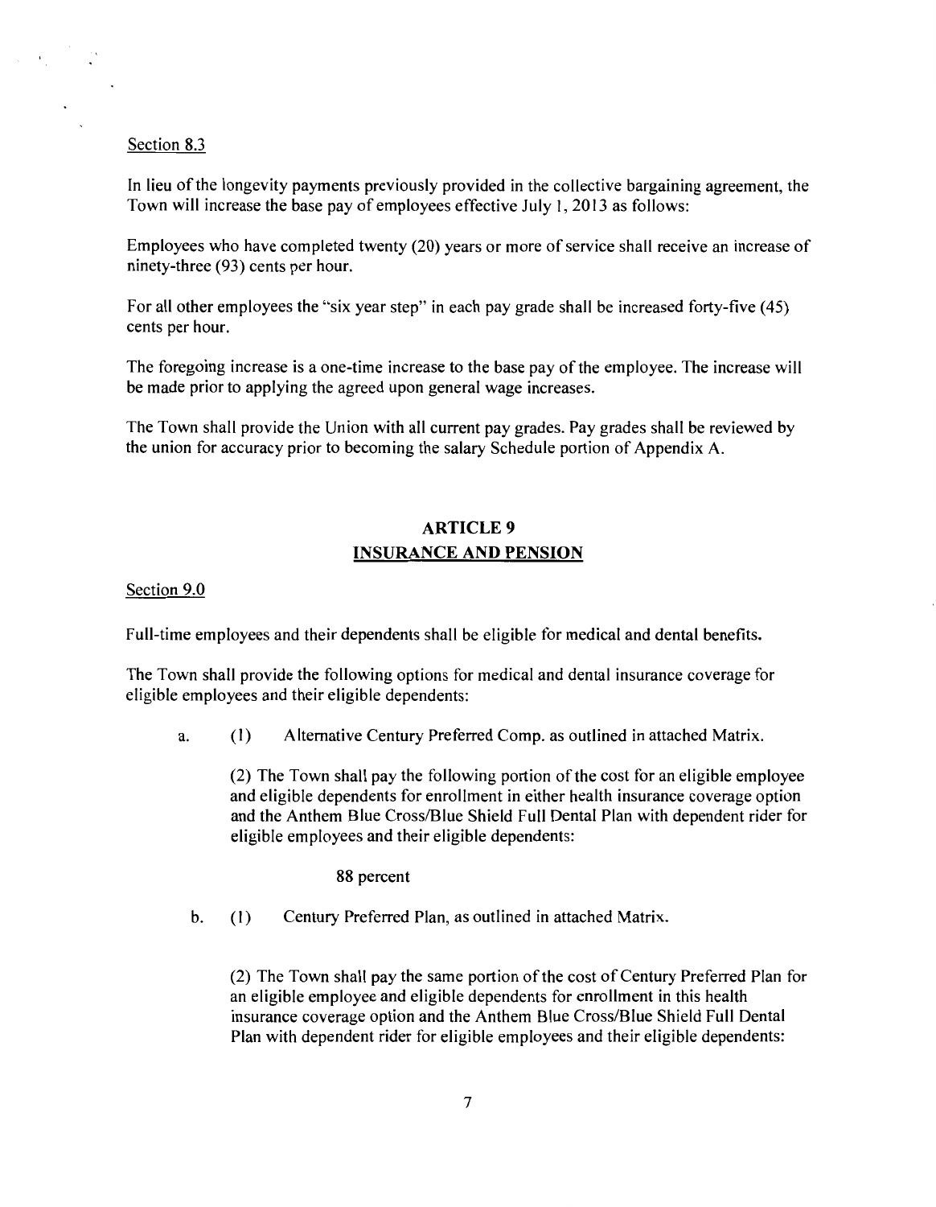Section 8.3

In lieu of the longevity payments previously provided in the collective bargaining agreement, the Town will increase the base pay of employees effective July 1, 2013 as follows:

Employees who have completed twenty (20) years or more of service shall receive an increase of ninety-three (93) cents per hour.

For all other employees the "six year step" in each pay grade shall be increased forty-five (45) cents per hour.

The foregoing increase is a one-time increase to the base pay of the employee. The increase will be made prior to applying the agreed upon general wage increases.

The Town shall provide the Union with all current pay grades. Pay grades shall be reviewed by the union for accuracy prior to becoming the salary Schedule portion of Appendix A.

## ARTICLE 9
## INSURANCE AND PENSION

Section 9.0

Full-time employees and their dependents shall be eligible for medical and dental benefits.

The Town shall provide the following options for medical and dental insurance coverage for eligible employees and their eligible dependents:

a. (1) Alternative Century Preferred Comp. as outlined in attached Matrix.

(2) The Town shall pay the following portion of the cost for an eligible employee and eligible dependents for enrollment in either health insurance coverage option and the Anthem Blue Cross/Blue Shield Full Dental Plan with dependent rider for eligible employees and their eligible dependents:

**88 percent**

b. (1) Century Preferred Plan, as outlined in attached Matrix.

(2) The Town shall pay the same portion of the cost of Century Preferred Plan for an eligible employee and eligible dependents for enrollment in this health insurance coverage option and the Anthem Blue Cross/Blue Shield Full Dental Plan with dependent rider for eligible employees and their eligible dependents: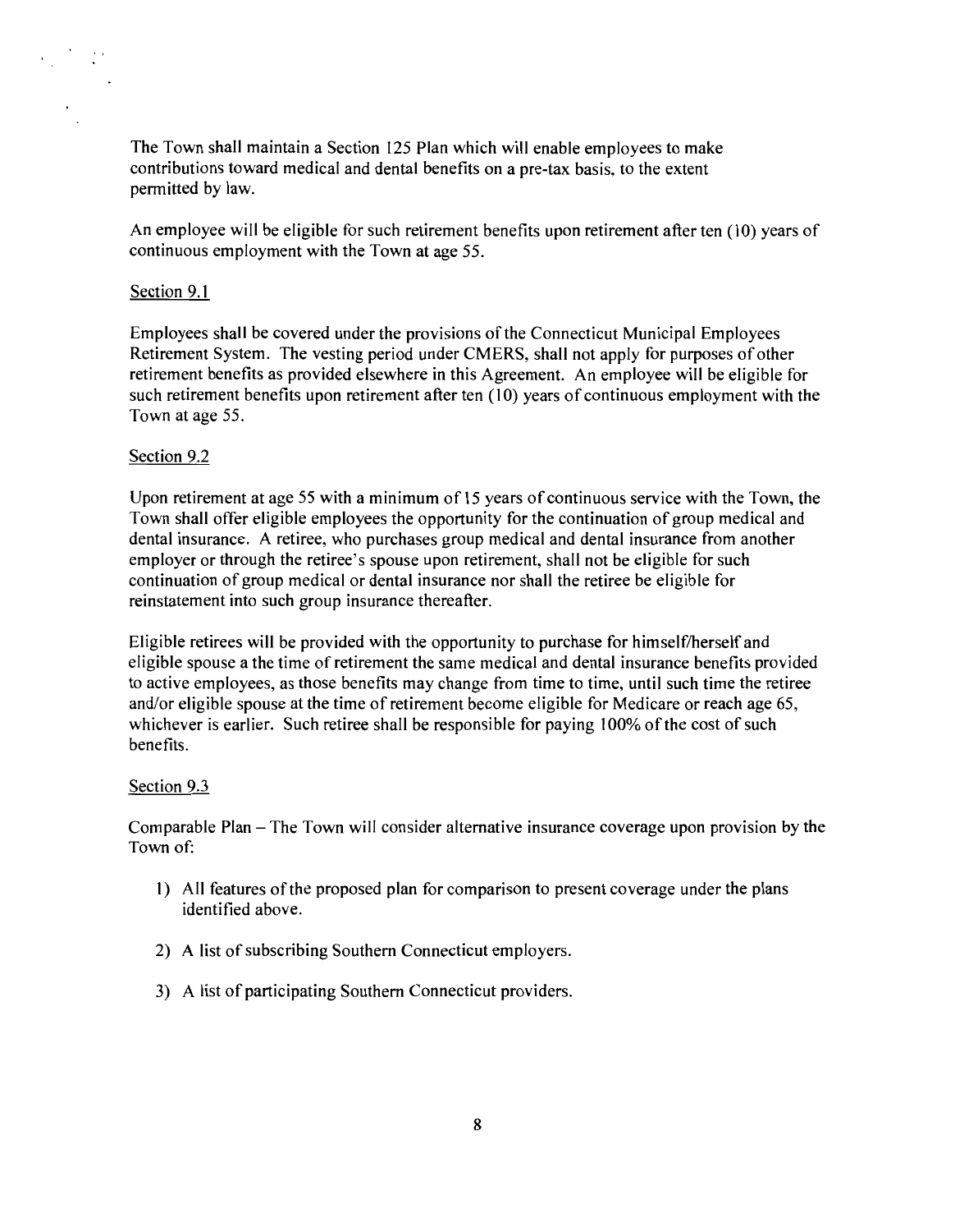The Town shall maintain a Section 125 Plan which will enable employees to make contributions toward medical and dental benefits on a pre-tax basis, to the extent permitted by law.

An employee will be eligible for such retirement benefits upon retirement after ten (10) years of continuous employment with the Town at age 55.

Section 9.1

Employees shall be covered under the provisions of the Connecticut Municipal Employees Retirement System. The vesting period under CMERS, shall not apply for purposes of other retirement benefits as provided elsewhere in this Agreement. An employee will be eligible for such retirement benefits upon retirement after ten (10) years of continuous employment with the Town at age 55.

Section 9.2

Upon retirement at age 55 with a minimum of 15 years of continuous service with the Town, the Town shall offer eligible employees the opportunity for the continuation of group medical and dental insurance. A retiree, who purchases group medical and dental insurance from another employer or through the retiree's spouse upon retirement, shall not be eligible for such continuation of group medical or dental insurance nor shall the retiree be eligible for reinstatement into such group insurance thereafter.

Eligible retirees will be provided with the opportunity to purchase for himself/herself and eligible spouse a the time of retirement the same medical and dental insurance benefits provided to active employees, as those benefits may change from time to time, until such time the retiree and/or eligible spouse at the time of retirement become eligible for Medicare or reach age 65, whichever is earlier. Such retiree shall be responsible for paying 100% of the cost of such benefits.

Section 9.3

Comparable Plan – The Town will consider alternative insurance coverage upon provision by the Town of:

1) All features of the proposed plan for comparison to present coverage under the plans identified above.

2) A list of subscribing Southern Connecticut employers.

3) A list of participating Southern Connecticut providers.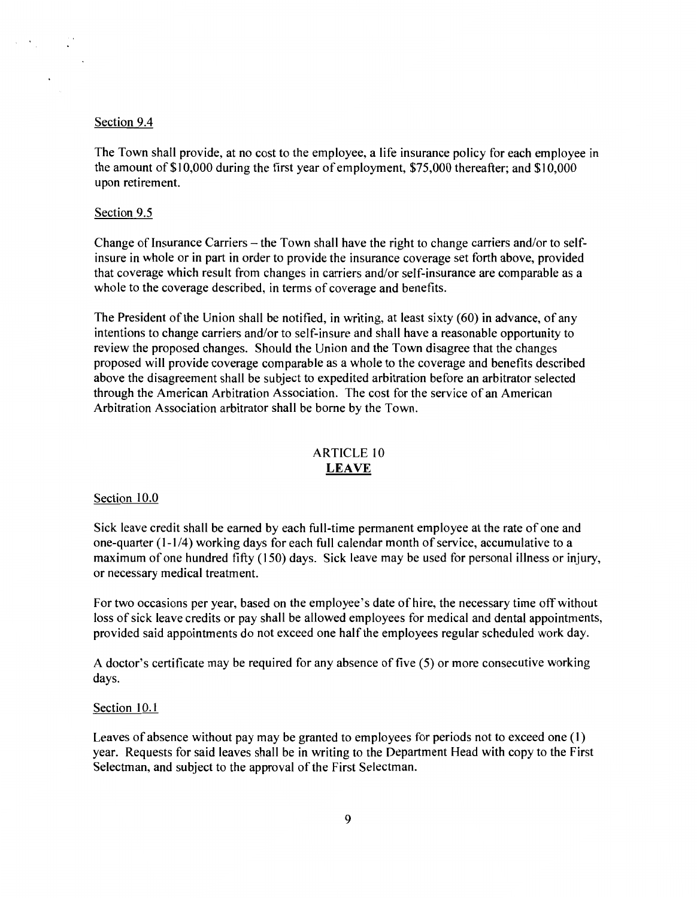Section 9.4

The Town shall provide, at no cost to the employee, a life insurance policy for each employee in the amount of $10,000 during the first year of employment, $75,000 thereafter; and $10,000 upon retirement.

Section 9.5

Change of Insurance Carriers – the Town shall have the right to change carriers and/or to self-insure in whole or in part in order to provide the insurance coverage set forth above, provided that coverage which result from changes in carriers and/or self-insurance are comparable as a whole to the coverage described, in terms of coverage and benefits.

The President of the Union shall be notified, in writing, at least sixty (60) in advance, of any intentions to change carriers and/or to self-insure and shall have a reasonable opportunity to review the proposed changes. Should the Union and the Town disagree that the changes proposed will provide coverage comparable as a whole to the coverage and benefits described above the disagreement shall be subject to expedited arbitration before an arbitrator selected through the American Arbitration Association. The cost for the service of an American Arbitration Association arbitrator shall be borne by the Town.

## ARTICLE 10
## LEAVE

Section 10.0

Sick leave credit shall be earned by each full-time permanent employee at the rate of one and one-quarter (1-1/4) working days for each full calendar month of service, accumulative to a maximum of one hundred fifty (150) days. Sick leave may be used for personal illness or injury, or necessary medical treatment.

For two occasions per year, based on the employee's date of hire, the necessary time off without loss of sick leave credits or pay shall be allowed employees for medical and dental appointments, provided said appointments do not exceed one half the employees regular scheduled work day.

A doctor's certificate may be required for any absence of five (5) or more consecutive working days.

Section 10.1

Leaves of absence without pay may be granted to employees for periods not to exceed one (1) year. Requests for said leaves shall be in writing to the Department Head with copy to the First Selectman, and subject to the approval of the First Selectman.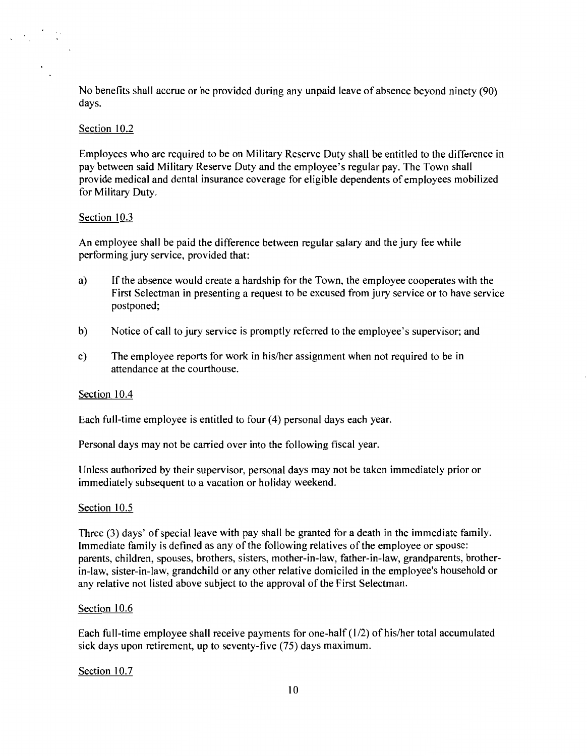No benefits shall accrue or be provided during any unpaid leave of absence beyond ninety (90) days.

Section 10.2

Employees who are required to be on Military Reserve Duty shall be entitled to the difference in pay between said Military Reserve Duty and the employee's regular pay. The Town shall provide medical and dental insurance coverage for eligible dependents of employees mobilized for Military Duty.

Section 10.3

An employee shall be paid the difference between regular salary and the jury fee while performing jury service, provided that:

a) If the absence would create a hardship for the Town, the employee cooperates with the First Selectman in presenting a request to be excused from jury service or to have service postponed;

b) Notice of call to jury service is promptly referred to the employee's supervisor; and

c) The employee reports for work in his/her assignment when not required to be in attendance at the courthouse.

Section 10.4

Each full-time employee is entitled to four (4) personal days each year.

Personal days may not be carried over into the following fiscal year.

Unless authorized by their supervisor, personal days may not be taken immediately prior or immediately subsequent to a vacation or holiday weekend.

Section 10.5

Three (3) days' of special leave with pay shall be granted for a death in the immediate family. Immediate family is defined as any of the following relatives of the employee or spouse: parents, children, spouses, brothers, sisters, mother-in-law, father-in-law, grandparents, brother-in-law, sister-in-law, grandchild or any other relative domiciled in the employee's household or any relative not listed above subject to the approval of the First Selectman.

Section 10.6

Each full-time employee shall receive payments for one-half (1/2) of his/her total accumulated sick days upon retirement, up to seventy-five (75) days maximum.

Section 10.7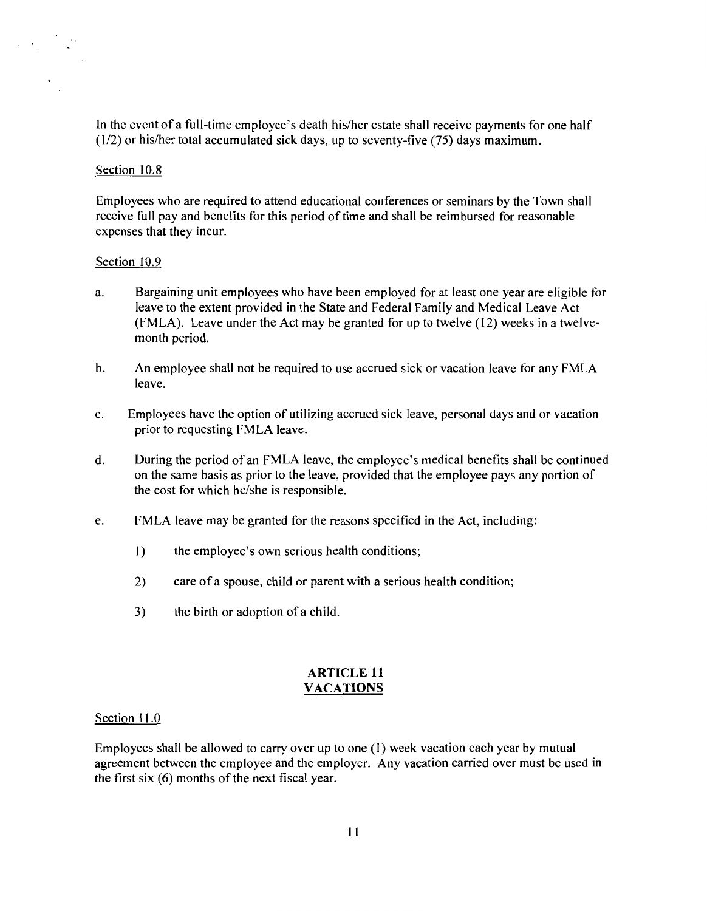In the event of a full-time employee's death his/her estate shall receive payments for one half (1/2) or his/her total accumulated sick days, up to seventy-five (75) days maximum.

Section 10.8

Employees who are required to attend educational conferences or seminars by the Town shall receive full pay and benefits for this period of time and shall be reimbursed for reasonable expenses that they incur.

Section 10.9

a. Bargaining unit employees who have been employed for at least one year are eligible for leave to the extent provided in the State and Federal Family and Medical Leave Act (FMLA). Leave under the Act may be granted for up to twelve (12) weeks in a twelve-month period.

b. An employee shall not be required to use accrued sick or vacation leave for any FMLA leave.

c. Employees have the option of utilizing accrued sick leave, personal days and or vacation prior to requesting FMLA leave.

d. During the period of an FMLA leave, the employee's medical benefits shall be continued on the same basis as prior to the leave, provided that the employee pays any portion of the cost for which he/she is responsible.

e. FMLA leave may be granted for the reasons specified in the Act, including:

   1) the employee's own serious health conditions;

   2) care of a spouse, child or parent with a serious health condition;

   3) the birth or adoption of a child.

## ARTICLE 11
## VACATIONS

Section 11.0

Employees shall be allowed to carry over up to one (1) week vacation each year by mutual agreement between the employee and the employer. Any vacation carried over must be used in the first six (6) months of the next fiscal year.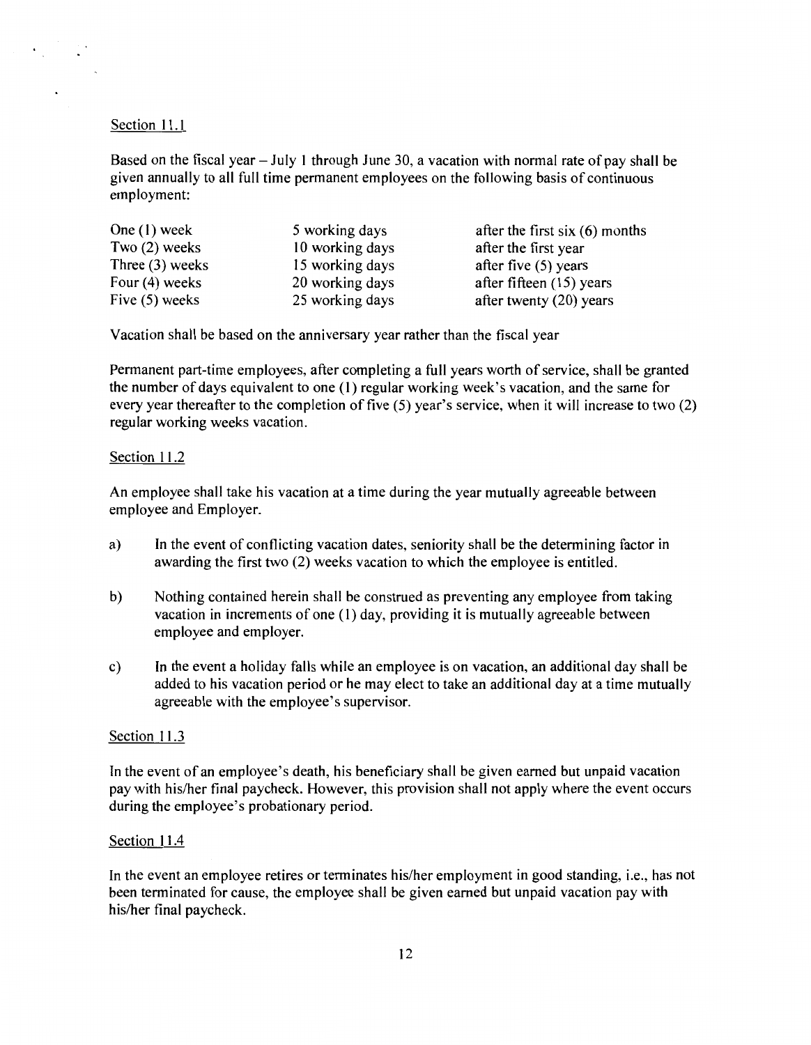Section 11.1

Based on the fiscal year – July 1 through June 30, a vacation with normal rate of pay shall be given annually to all full time permanent employees on the following basis of continuous employment:

| | | |
|---|---|---|
| One (1) week | 5 working days | after the first six (6) months |
| Two (2) weeks | 10 working days | after the first year |
| Three (3) weeks | 15 working days | after five (5) years |
| Four (4) weeks | 20 working days | after fifteen (15) years |
| Five (5) weeks | 25 working days | after twenty (20) years |

Vacation shall be based on the anniversary year rather than the fiscal year

Permanent part-time employees, after completing a full years worth of service, shall be granted the number of days equivalent to one (1) regular working week's vacation, and the same for every year thereafter to the completion of five (5) year's service, when it will increase to two (2) regular working weeks vacation.

Section 11.2

An employee shall take his vacation at a time during the year mutually agreeable between employee and Employer.

a) In the event of conflicting vacation dates, seniority shall be the determining factor in awarding the first two (2) weeks vacation to which the employee is entitled.

b) Nothing contained herein shall be construed as preventing any employee from taking vacation in increments of one (1) day, providing it is mutually agreeable between employee and employer.

c) In the event a holiday falls while an employee is on vacation, an additional day shall be added to his vacation period or he may elect to take an additional day at a time mutually agreeable with the employee's supervisor.

Section 11.3

In the event of an employee's death, his beneficiary shall be given earned but unpaid vacation pay with his/her final paycheck. However, this provision shall not apply where the event occurs during the employee's probationary period.

Section 11.4

In the event an employee retires or terminates his/her employment in good standing, i.e., has not been terminated for cause, the employee shall be given earned but unpaid vacation pay with his/her final paycheck.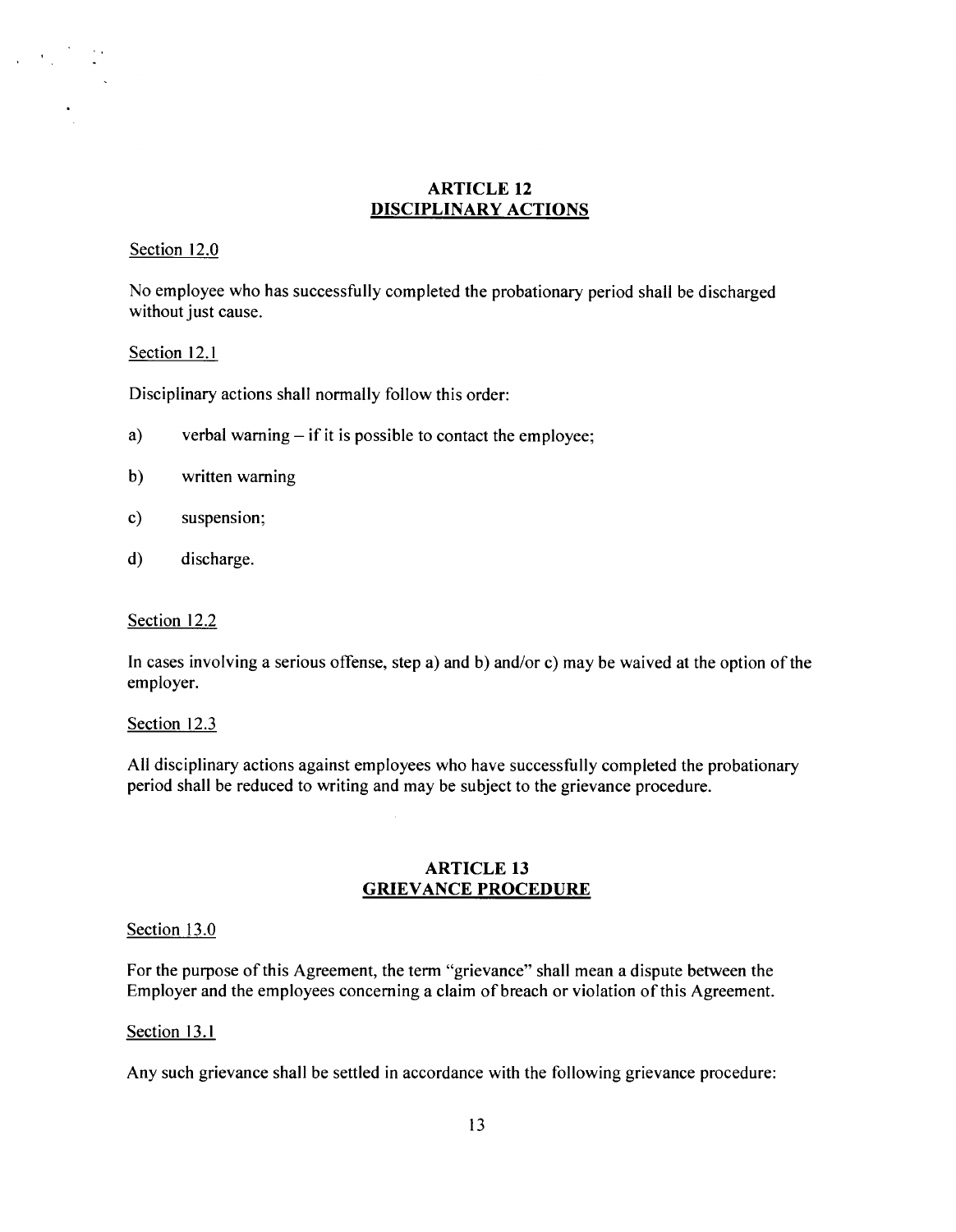## ARTICLE 12
## DISCIPLINARY ACTIONS

Section 12.0

No employee who has successfully completed the probationary period shall be discharged without just cause.

Section 12.1

Disciplinary actions shall normally follow this order:

a) verbal warning – if it is possible to contact the employee;

b) written warning

c) suspension;

d) discharge.

Section 12.2

In cases involving a serious offense, step a) and b) and/or c) may be waived at the option of the employer.

Section 12.3

All disciplinary actions against employees who have successfully completed the probationary period shall be reduced to writing and may be subject to the grievance procedure.

## ARTICLE 13
## GRIEVANCE PROCEDURE

Section 13.0

For the purpose of this Agreement, the term "grievance" shall mean a dispute between the Employer and the employees concerning a claim of breach or violation of this Agreement.

Section 13.1

Any such grievance shall be settled in accordance with the following grievance procedure: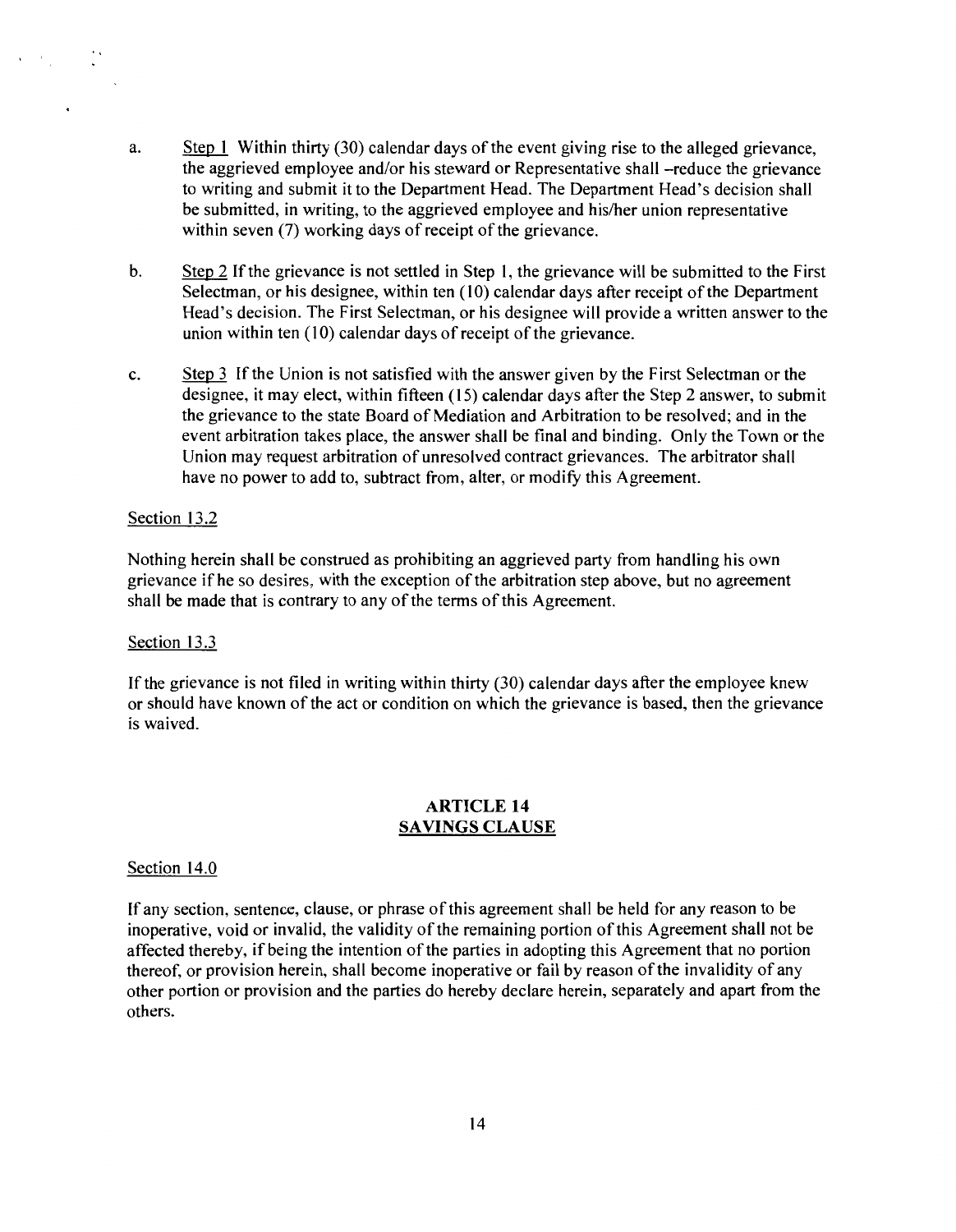a. Step 1 Within thirty (30) calendar days of the event giving rise to the alleged grievance, the aggrieved employee and/or his steward or Representative shall –reduce the grievance to writing and submit it to the Department Head. The Department Head's decision shall be submitted, in writing, to the aggrieved employee and his/her union representative within seven (7) working days of receipt of the grievance.

b. Step 2 If the grievance is not settled in Step 1, the grievance will be submitted to the First Selectman, or his designee, within ten (10) calendar days after receipt of the Department Head's decision. The First Selectman, or his designee will provide a written answer to the union within ten (10) calendar days of receipt of the grievance.

c. Step 3 If the Union is not satisfied with the answer given by the First Selectman or the designee, it may elect, within fifteen (15) calendar days after the Step 2 answer, to submit the grievance to the state Board of Mediation and Arbitration to be resolved; and in the event arbitration takes place, the answer shall be final and binding. Only the Town or the Union may request arbitration of unresolved contract grievances. The arbitrator shall have no power to add to, subtract from, alter, or modify this Agreement.

Section 13.2

Nothing herein shall be construed as prohibiting an aggrieved party from handling his own grievance if he so desires, with the exception of the arbitration step above, but no agreement shall be made that is contrary to any of the terms of this Agreement.

Section 13.3

If the grievance is not filed in writing within thirty (30) calendar days after the employee knew or should have known of the act or condition on which the grievance is based, then the grievance is waived.

## ARTICLE 14
## SAVINGS CLAUSE

Section 14.0

If any section, sentence, clause, or phrase of this agreement shall be held for any reason to be inoperative, void or invalid, the validity of the remaining portion of this Agreement shall not be affected thereby, if being the intention of the parties in adopting this Agreement that no portion thereof, or provision herein, shall become inoperative or fail by reason of the invalidity of any other portion or provision and the parties do hereby declare herein, separately and apart from the others.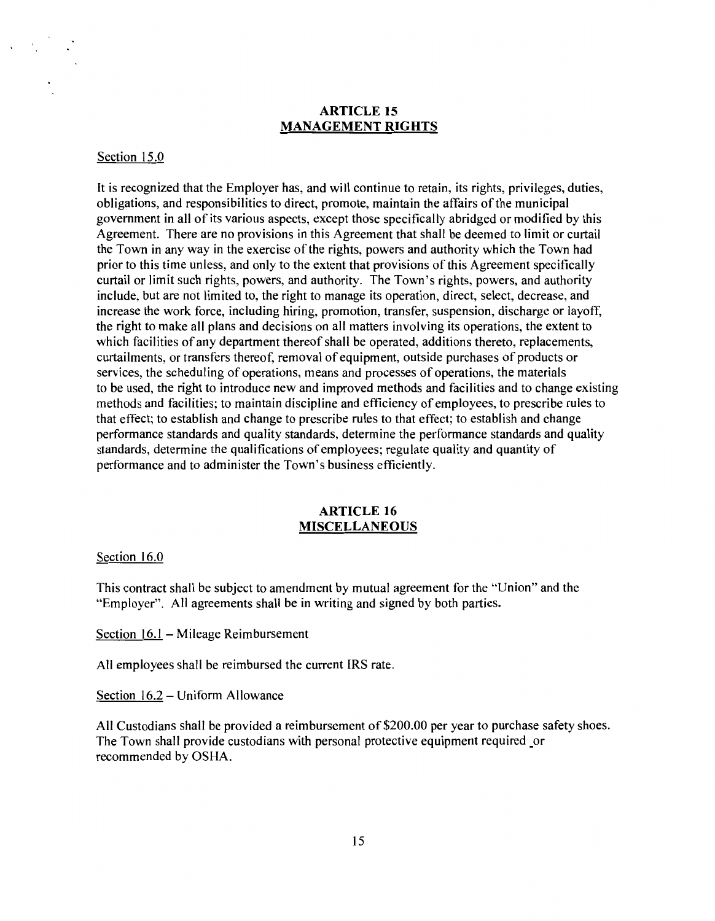## ARTICLE 15
## MANAGEMENT RIGHTS

Section 15.0

It is recognized that the Employer has, and will continue to retain, its rights, privileges, duties, obligations, and responsibilities to direct, promote, maintain the affairs of the municipal government in all of its various aspects, except those specifically abridged or modified by this Agreement. There are no provisions in this Agreement that shall be deemed to limit or curtail the Town in any way in the exercise of the rights, powers and authority which the Town had prior to this time unless, and only to the extent that provisions of this Agreement specifically curtail or limit such rights, powers, and authority. The Town's rights, powers, and authority include, but are not limited to, the right to manage its operation, direct, select, decrease, and increase the work force, including hiring, promotion, transfer, suspension, discharge or layoff, the right to make all plans and decisions on all matters involving its operations, the extent to which facilities of any department thereof shall be operated, additions thereto, replacements, curtailments, or transfers thereof, removal of equipment, outside purchases of products or services, the scheduling of operations, means and processes of operations, the materials to be used, the right to introduce new and improved methods and facilities and to change existing methods and facilities; to maintain discipline and efficiency of employees, to prescribe rules to that effect; to establish and change to prescribe rules to that effect; to establish and change performance standards and quality standards, determine the performance standards and quality standards, determine the qualifications of employees; regulate quality and quantity of performance and to administer the Town's business efficiently.

## ARTICLE 16
## MISCELLANEOUS

Section 16.0

This contract shall be subject to amendment by mutual agreement for the "Union" and the "Employer". All agreements shall be in writing and signed by both parties.

Section 16.1 – Mileage Reimbursement

All employees shall be reimbursed the current IRS rate.

Section 16.2 – Uniform Allowance

All Custodians shall be provided a reimbursement of $200.00 per year to purchase safety shoes. The Town shall provide custodians with personal protective equipment required or recommended by OSHA.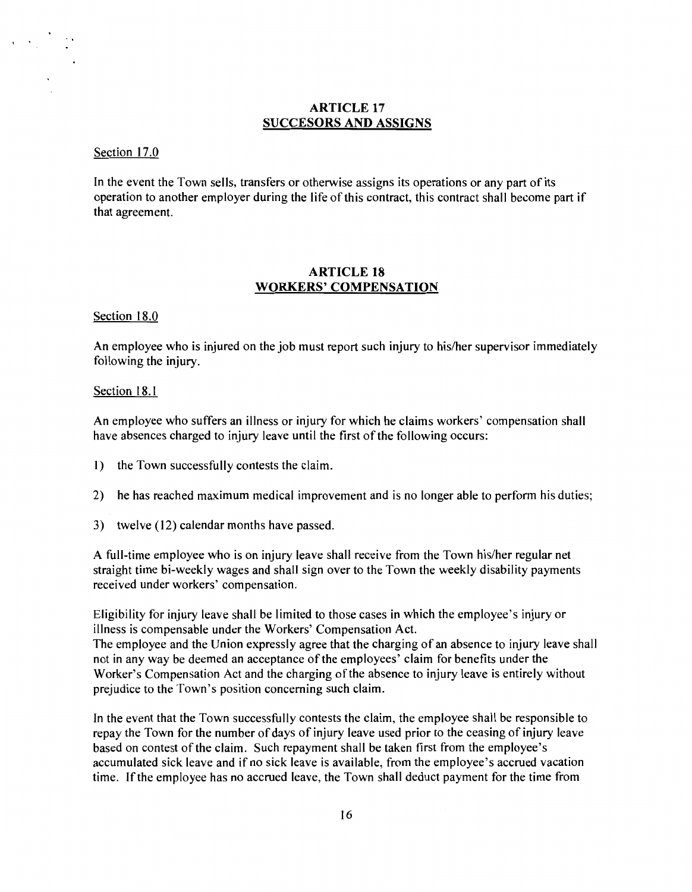## ARTICLE 17
## SUCCESORS AND ASSIGNS

Section 17.0

In the event the Town sells, transfers or otherwise assigns its operations or any part of its operation to another employer during the life of this contract, this contract shall become part if that agreement.

## ARTICLE 18
## WORKERS' COMPENSATION

Section 18.0

An employee who is injured on the job must report such injury to his/her supervisor immediately following the injury.

Section 18.1

An employee who suffers an illness or injury for which he claims workers' compensation shall have absences charged to injury leave until the first of the following occurs:

1) the Town successfully contests the claim.

2) he has reached maximum medical improvement and is no longer able to perform his duties;

3) twelve (12) calendar months have passed.

A full-time employee who is on injury leave shall receive from the Town his/her regular net straight time bi-weekly wages and shall sign over to the Town the weekly disability payments received under workers' compensation.

Eligibility for injury leave shall be limited to those cases in which the employee's injury or illness is compensable under the Workers' Compensation Act.
The employee and the Union expressly agree that the charging of an absence to injury leave shall not in any way be deemed an acceptance of the employees' claim for benefits under the Worker's Compensation Act and the charging of the absence to injury leave is entirely without prejudice to the Town's position concerning such claim.

In the event that the Town successfully contests the claim, the employee shall be responsible to repay the Town for the number of days of injury leave used prior to the ceasing of injury leave based on contest of the claim. Such repayment shall be taken first from the employee's accumulated sick leave and if no sick leave is available, from the employee's accrued vacation time. If the employee has no accrued leave, the Town shall deduct payment for the time from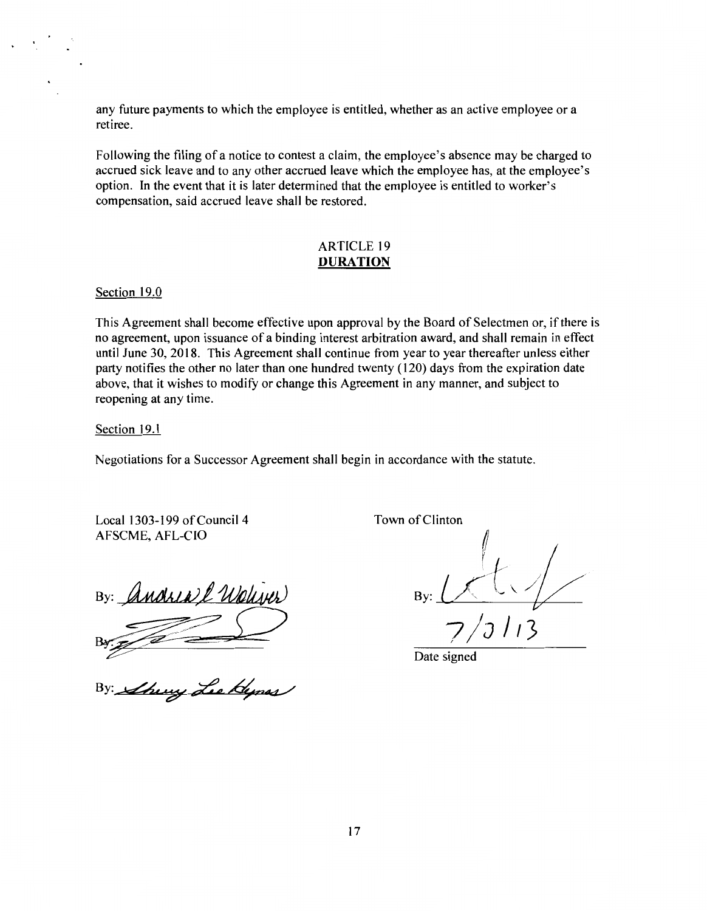any future payments to which the employee is entitled, whether as an active employee or a retiree.

Following the filing of a notice to contest a claim, the employee's absence may be charged to accrued sick leave and to any other accrued leave which the employee has, at the employee's option. In the event that it is later determined that the employee is entitled to worker's compensation, said accrued leave shall be restored.

## ARTICLE 19
## DURATION

Section 19.0

This Agreement shall become effective upon approval by the Board of Selectmen or, if there is no agreement, upon issuance of a binding interest arbitration award, and shall remain in effect until June 30, 2018. This Agreement shall continue from year to year thereafter unless either party notifies the other no later than one hundred twenty (120) days from the expiration date above, that it wishes to modify or change this Agreement in any manner, and subject to reopening at any time.

Section 19.1

Negotiations for a Successor Agreement shall begin in accordance with the statute.

Local 1303-199 of Council 4
AFSCME, AFL-CIO

By: Andrew L Wolivar

By: _______________

By: Sherry Lee Hynes

Town of Clinton

By: _______________

7/3/13

Date signed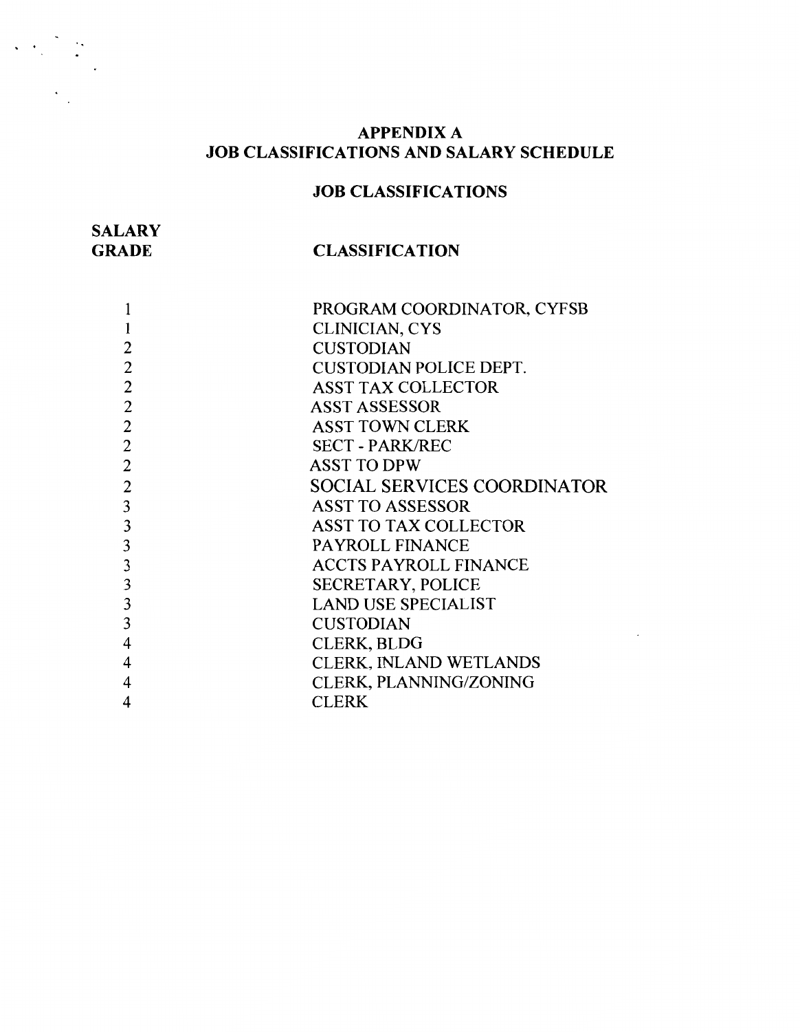# APPENDIX A
# JOB CLASSIFICATIONS AND SALARY SCHEDULE

## JOB CLASSIFICATIONS

| SALARY GRADE | CLASSIFICATION |
|---|---|
| 1 | PROGRAM COORDINATOR, CYFSB |
| 1 | CLINICIAN, CYS |
| 2 | CUSTODIAN |
| 2 | CUSTODIAN POLICE DEPT. |
| 2 | ASST TAX COLLECTOR |
| 2 | ASST ASSESSOR |
| 2 | ASST TOWN CLERK |
| 2 | SECT - PARK/REC |
| 2 | ASST TO DPW |
| 2 | SOCIAL SERVICES COORDINATOR |
| 3 | ASST TO ASSESSOR |
| 3 | ASST TO TAX COLLECTOR |
| 3 | PAYROLL FINANCE |
| 3 | ACCTS PAYROLL FINANCE |
| 3 | SECRETARY, POLICE |
| 3 | LAND USE SPECIALIST |
| 3 | CUSTODIAN |
| 4 | CLERK, BLDG |
| 4 | CLERK, INLAND WETLANDS |
| 4 | CLERK, PLANNING/ZONING |
| 4 | CLERK |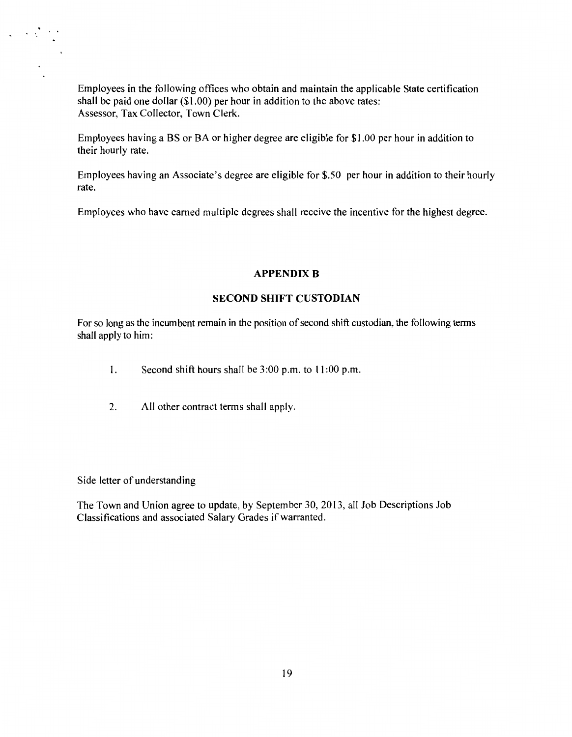Employees in the following offices who obtain and maintain the applicable State certification shall be paid one dollar ($1.00) per hour in addition to the above rates:
Assessor, Tax Collector, Town Clerk.

Employees having a BS or BA or higher degree are eligible for $1.00 per hour in addition to their hourly rate.

Employees having an Associate's degree are eligible for $.50 per hour in addition to their hourly rate.

Employees who have earned multiple degrees shall receive the incentive for the highest degree.

## APPENDIX B

## SECOND SHIFT CUSTODIAN

For so long as the incumbent remain in the position of second shift custodian, the following terms shall apply to him:

1. Second shift hours shall be 3:00 p.m. to 11:00 p.m.

2. All other contract terms shall apply.

Side letter of understanding

The Town and Union agree to update, by September 30, 2013, all Job Descriptions Job Classifications and associated Salary Grades if warranted.